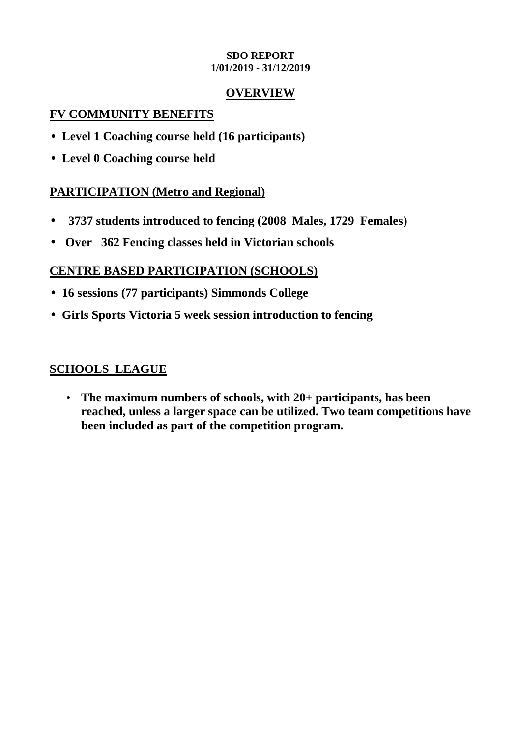**SDO REPORT**
**1/01/2019 - 31/12/2019**

## OVERVIEW

### FV COMMUNITY BENEFITS

- **Level 1 Coaching course held (16 participants)**
- **Level 0 Coaching course held**

### PARTICIPATION (Metro and Regional)

- **3737 students introduced to fencing (2008 Males, 1729 Females)**
- **Over 362 Fencing classes held in Victorian schools**

### CENTRE BASED PARTICIPATION (SCHOOLS)

- **16 sessions (77 participants) Simmonds College**
- **Girls Sports Victoria 5 week session introduction to fencing**

### SCHOOLS LEAGUE

- **The maximum numbers of schools, with 20+ participants, has been reached, unless a larger space can be utilized. Two team competitions have been included as part of the competition program.**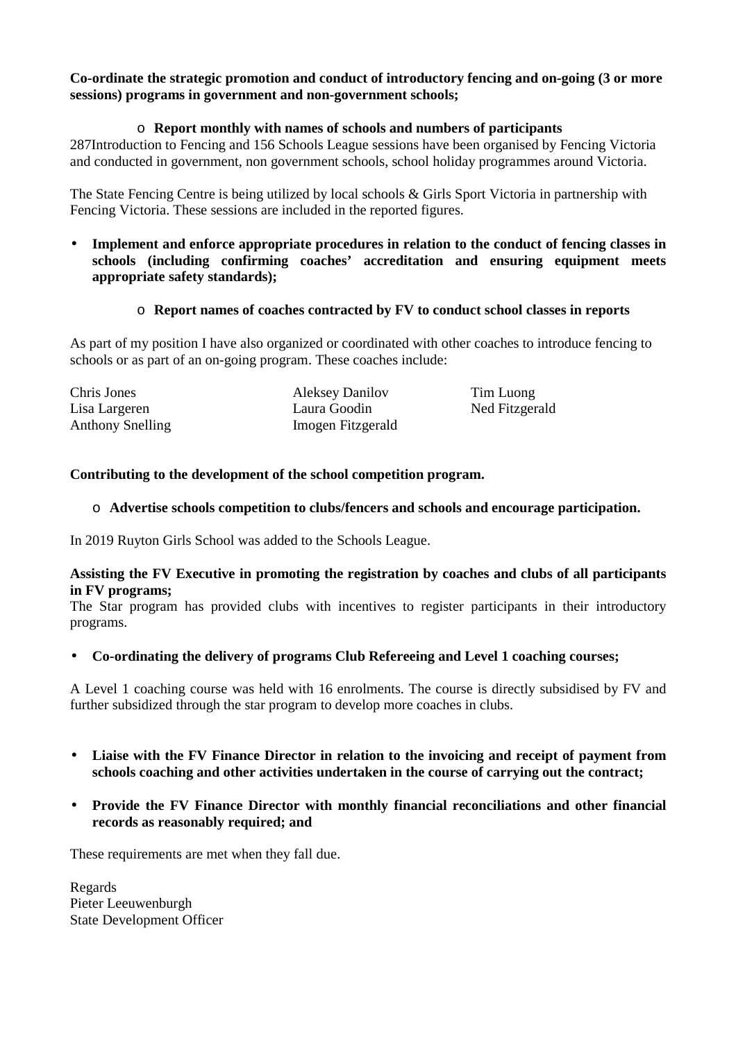**Co-ordinate the strategic promotion and conduct of introductory fencing and on-going (3 or more sessions) programs in government and non-government schools;**

- **Report monthly with names of schools and numbers of participants**

287Introduction to Fencing and 156 Schools League sessions have been organised by Fencing Victoria and conducted in government, non government schools, school holiday programmes around Victoria.

The State Fencing Centre is being utilized by local schools & Girls Sport Victoria in partnership with Fencing Victoria. These sessions are included in the reported figures.

- **Implement and enforce appropriate procedures in relation to the conduct of fencing classes in schools (including confirming coaches' accreditation and ensuring equipment meets appropriate safety standards);**
  - **Report names of coaches contracted by FV to conduct school classes in reports**

As part of my position I have also organized or coordinated with other coaches to introduce fencing to schools or as part of an on-going program. These coaches include:

| | | |
|---|---|---|
| Chris Jones | Aleksey Danilov | Tim Luong |
| Lisa Largeren | Laura Goodin | Ned Fitzgerald |
| Anthony Snelling | Imogen Fitzgerald | |

**Contributing to the development of the school competition program.**

- **Advertise schools competition to clubs/fencers and schools and encourage participation.**

In 2019 Ruyton Girls School was added to the Schools League.

**Assisting the FV Executive in promoting the registration by coaches and clubs of all participants in FV programs;**
The Star program has provided clubs with incentives to register participants in their introductory programs.

- **Co-ordinating the delivery of programs Club Refereeing and Level 1 coaching courses;**

A Level 1 coaching course was held with 16 enrolments. The course is directly subsidised by FV and further subsidized through the star program to develop more coaches in clubs.

- **Liaise with the FV Finance Director in relation to the invoicing and receipt of payment from schools coaching and other activities undertaken in the course of carrying out the contract;**
- **Provide the FV Finance Director with monthly financial reconciliations and other financial records as reasonably required; and**

These requirements are met when they fall due.

Regards
Pieter Leeuwenburgh
State Development Officer